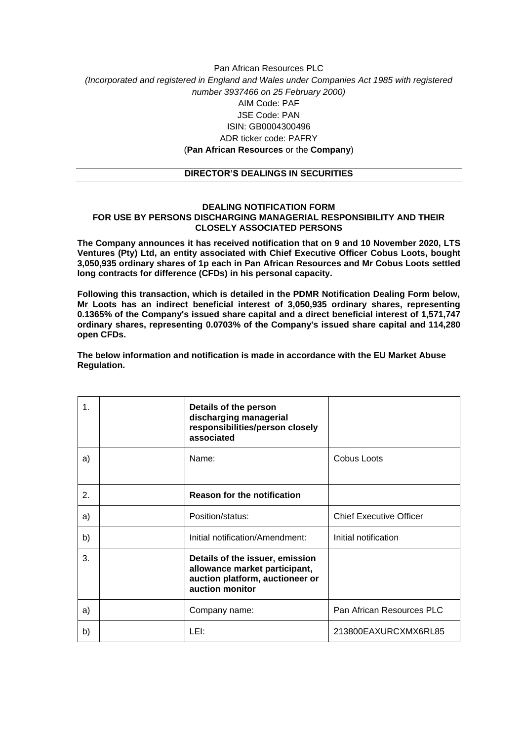Pan African Resources PLC

*(Incorporated and registered in England and Wales under Companies Act 1985 with registered number 3937466 on 25 February 2000)*

AIM Code: PAF

JSE Code: PAN

ISIN: GB0004300496

ADR ticker code: PAFRY

(**Pan African Resources** or the **Company**)

## DIRECTOR'S DEALINGS IN SECURITIES

### DEALING NOTIFICATION FORM
### FOR USE BY PERSONS DISCHARGING MANAGERIAL RESPONSIBILITY AND THEIR CLOSELY ASSOCIATED PERSONS

**The Company announces it has received notification that on 9 and 10 November 2020, LTS Ventures (Pty) Ltd, an entity associated with Chief Executive Officer Cobus Loots, bought 3,050,935 ordinary shares of 1p each in Pan African Resources and Mr Cobus Loots settled long contracts for difference (CFDs) in his personal capacity.**

**Following this transaction, which is detailed in the PDMR Notification Dealing Form below, Mr Loots has an indirect beneficial interest of 3,050,935 ordinary shares, representing 0.1365% of the Company's issued share capital and a direct beneficial interest of 1,571,747 ordinary shares, representing 0.0703% of the Company's issued share capital and 114,280 open CFDs.**

**The below information and notification is made in accordance with the EU Market Abuse Regulation.**

| | | | |
|---|---|---|---|
| 1. | | **Details of the person discharging managerial responsibilities/person closely associated** | |
| a) | | Name: | Cobus Loots |
| 2. | | **Reason for the notification** | |
| a) | | Position/status: | Chief Executive Officer |
| b) | | Initial notification/Amendment: | Initial notification |
| 3. | | **Details of the issuer, emission allowance market participant, auction platform, auctioneer or auction monitor** | |
| a) | | Company name: | Pan African Resources PLC |
| b) | | LEI: | 213800EAXURCXMX6RL85 |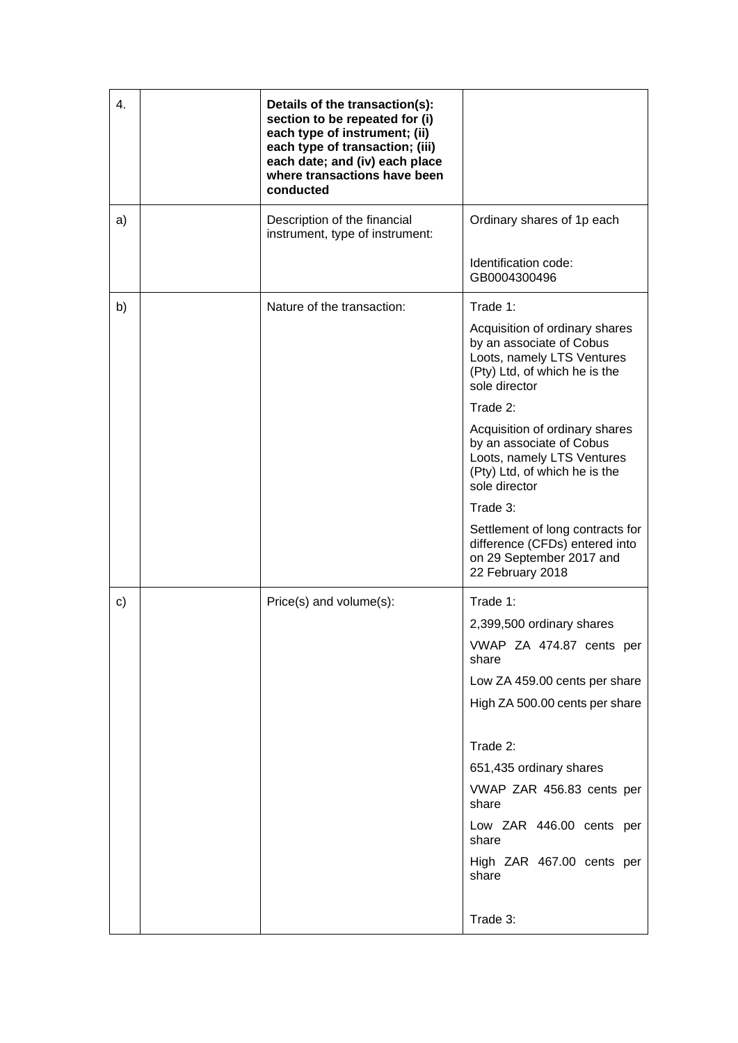| 4. | | **Details of the transaction(s): section to be repeated for (i) each type of instrument; (ii) each type of transaction; (iii) each date; and (iv) each place where transactions have been conducted** | |
|---|---|---|---|
| a) | | Description of the financial instrument, type of instrument: | Ordinary shares of 1p each<br><br>Identification code: GB0004300496 |
| b) | | Nature of the transaction: | Trade 1:<br>Acquisition of ordinary shares by an associate of Cobus Loots, namely LTS Ventures (Pty) Ltd, of which he is the sole director<br>Trade 2:<br>Acquisition of ordinary shares by an associate of Cobus Loots, namely LTS Ventures (Pty) Ltd, of which he is the sole director<br>Trade 3:<br>Settlement of long contracts for difference (CFDs) entered into on 29 September 2017 and 22 February 2018 |
| c) | | Price(s) and volume(s): | Trade 1:<br>2,399,500 ordinary shares<br>VWAP ZA 474.87 cents per share<br>Low ZA 459.00 cents per share<br>High ZA 500.00 cents per share<br><br>Trade 2:<br>651,435 ordinary shares<br>VWAP ZAR 456.83 cents per share<br>Low ZAR 446.00 cents per share<br>High ZAR 467.00 cents per share<br><br>Trade 3: |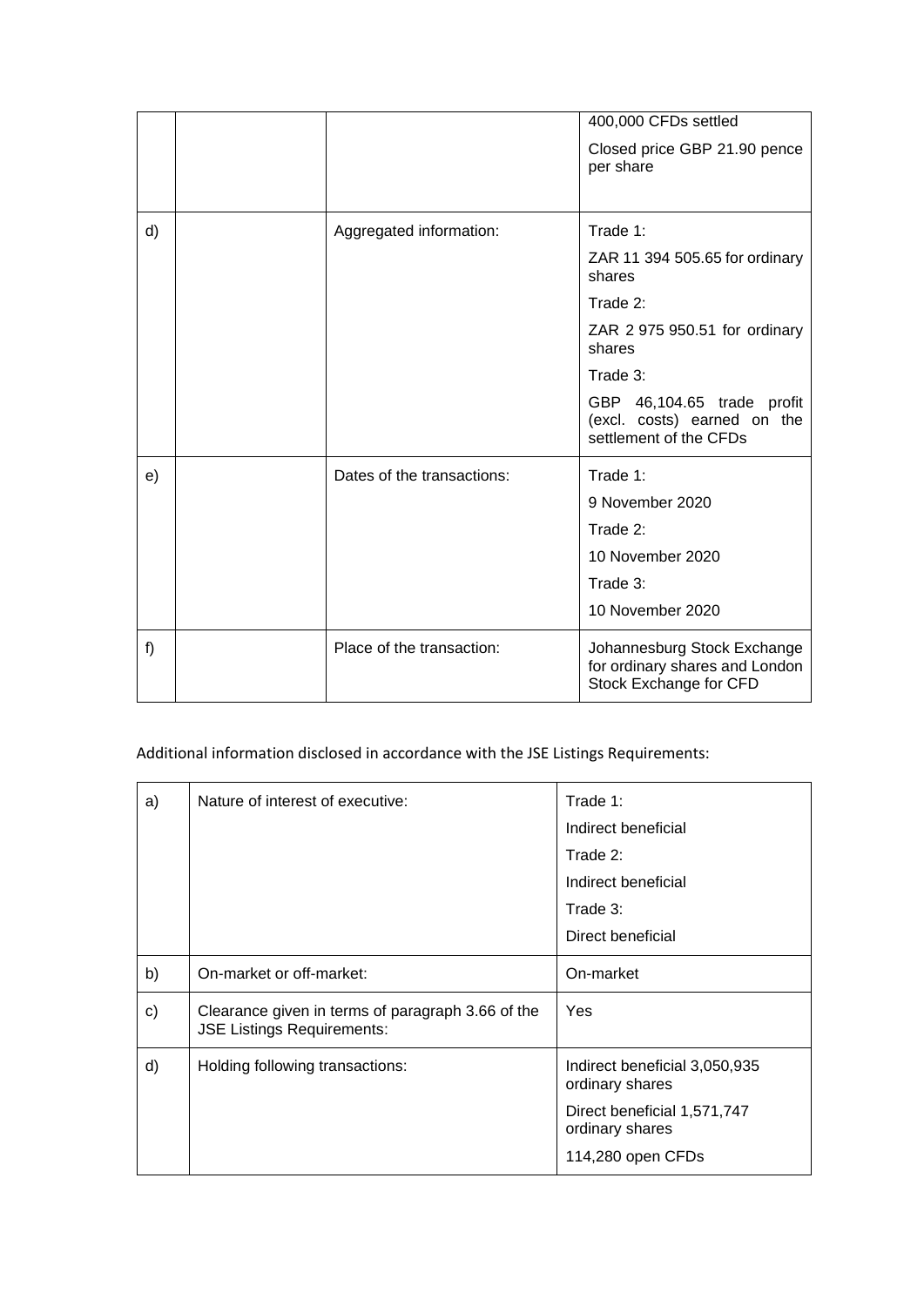| | | | |
|---|---|---|---|
| | | | 400,000 CFDs settled<br><br>Closed price GBP 21.90 pence per share |
| d) | | Aggregated information: | Trade 1:<br><br>ZAR 11 394 505.65 for ordinary shares<br><br>Trade 2:<br><br>ZAR 2 975 950.51 for ordinary shares<br><br>Trade 3:<br><br>GBP 46,104.65 trade profit (excl. costs) earned on the settlement of the CFDs |
| e) | | Dates of the transactions: | Trade 1:<br><br>9 November 2020<br><br>Trade 2:<br><br>10 November 2020<br><br>Trade 3:<br><br>10 November 2020 |
| f) | | Place of the transaction: | Johannesburg Stock Exchange for ordinary shares and London Stock Exchange for CFD |

Additional information disclosed in accordance with the JSE Listings Requirements:

| | | |
|---|---|---|
| a) | Nature of interest of executive: | Trade 1:<br><br>Indirect beneficial<br><br>Trade 2:<br><br>Indirect beneficial<br><br>Trade 3:<br><br>Direct beneficial |
| b) | On-market or off-market: | On-market |
| c) | Clearance given in terms of paragraph 3.66 of the JSE Listings Requirements: | Yes |
| d) | Holding following transactions: | Indirect beneficial 3,050,935 ordinary shares<br><br>Direct beneficial 1,571,747 ordinary shares<br><br>114,280 open CFDs |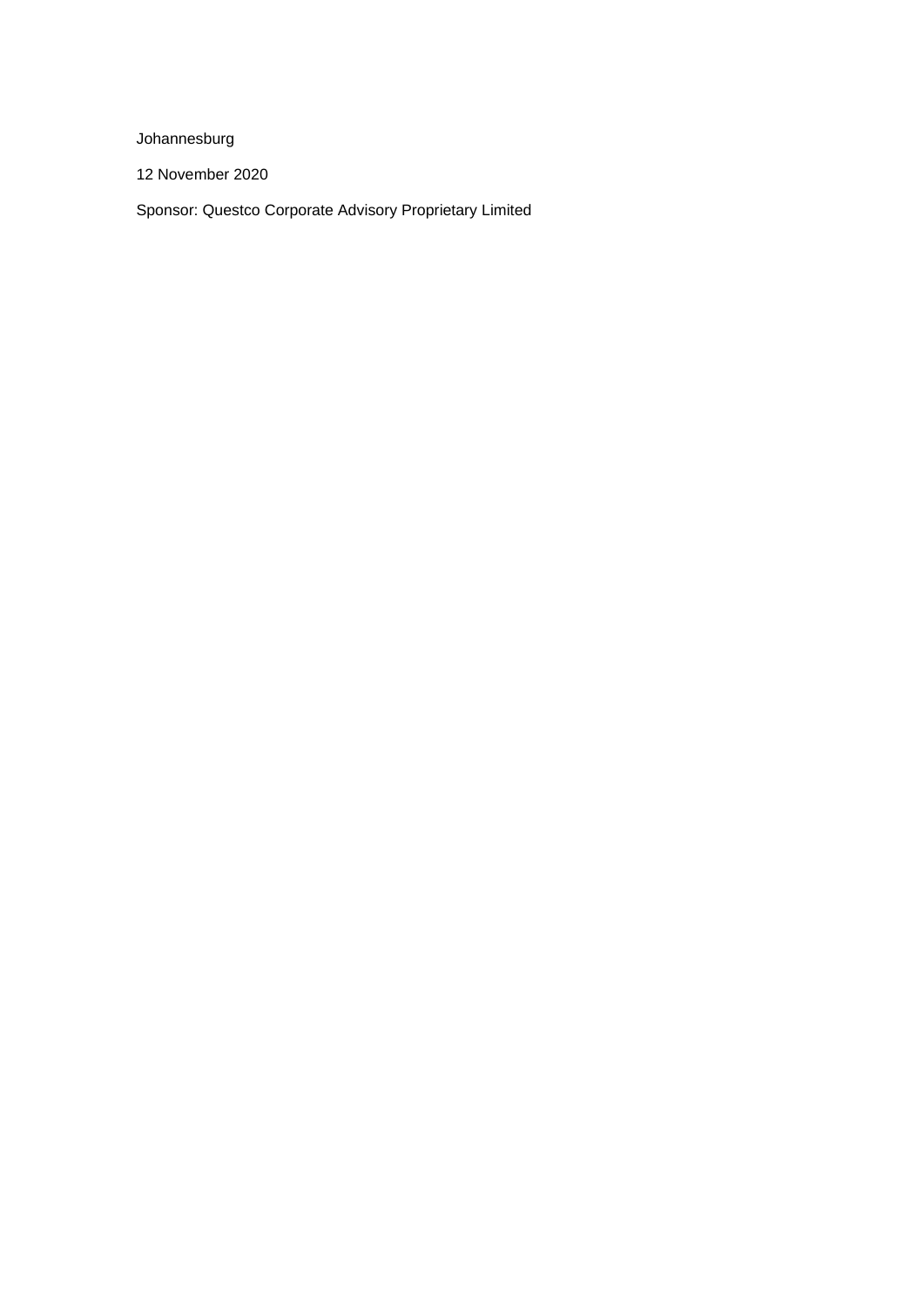Johannesburg

12 November 2020

Sponsor: Questco Corporate Advisory Proprietary Limited